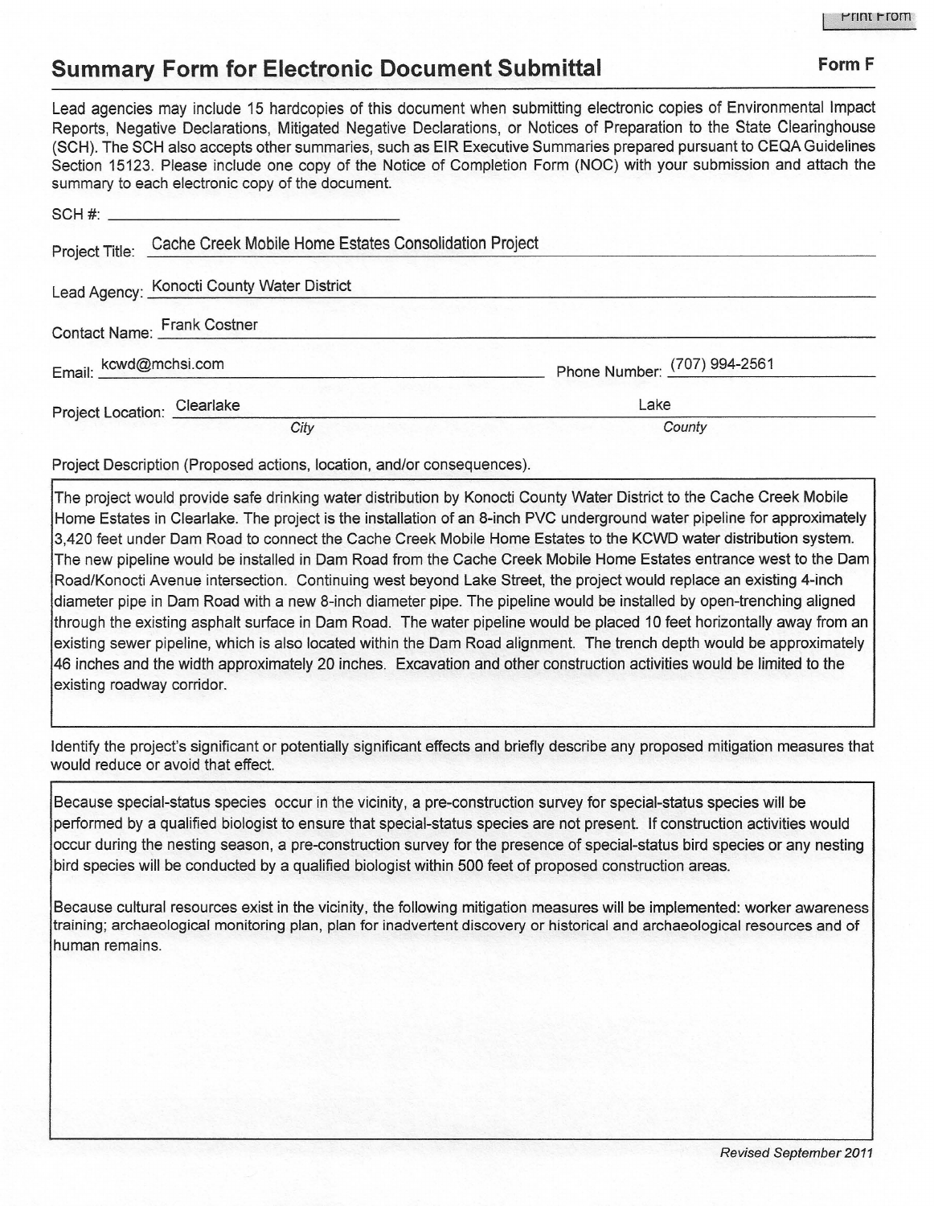## Summary Form for Electronic Document Submittal

**Form F**

Lead agencies may include 15 hardcopies of this document when submitting electronic copies of Environmental Impact Reports, Negative Declarations, Mitigated Negative Declarations, or Notices of Preparation to the State Clearinghouse (SCH). The SCH also accepts other summaries, such as EIR Executive Summaries prepared pursuant to CEQA Guidelines Section 15123. Please include one copy of the Notice of Completion Form (NOC) with your submission and attach the summary to each electronic copy of the document.

SCH #: ______________________

Project Title: Cache Creek Mobile Home Estates Consolidation Project

Lead Agency: Konocti County Water District

Contact Name: Frank Costner

Email: kcwd@mchsi.com    Phone Number: (707) 994-2561

Project Location: Clearlake (*City*)    Lake (*County*)

Project Description (Proposed actions, location, and/or consequences).

The project would provide safe drinking water distribution by Konocti County Water District to the Cache Creek Mobile Home Estates in Clearlake. The project is the installation of an 8-inch PVC underground water pipeline for approximately 3,420 feet under Dam Road to connect the Cache Creek Mobile Home Estates to the KCWD water distribution system. The new pipeline would be installed in Dam Road from the Cache Creek Mobile Home Estates entrance west to the Dam Road/Konocti Avenue intersection. Continuing west beyond Lake Street, the project would replace an existing 4-inch diameter pipe in Dam Road with a new 8-inch diameter pipe. The pipeline would be installed by open-trenching aligned through the existing asphalt surface in Dam Road. The water pipeline would be placed 10 feet horizontally away from an existing sewer pipeline, which is also located within the Dam Road alignment. The trench depth would be approximately 46 inches and the width approximately 20 inches. Excavation and other construction activities would be limited to the existing roadway corridor.

Identify the project's significant or potentially significant effects and briefly describe any proposed mitigation measures that would reduce or avoid that effect.

Because special-status species occur in the vicinity, a pre-construction survey for special-status species will be performed by a qualified biologist to ensure that special-status species are not present. If construction activities would occur during the nesting season, a pre-construction survey for the presence of special-status bird species or any nesting bird species will be conducted by a qualified biologist within 500 feet of proposed construction areas.

Because cultural resources exist in the vicinity, the following mitigation measures will be implemented: worker awareness training; archaeological monitoring plan, plan for inadvertent discovery or historical and archaeological resources and of human remains.

*Revised September 2011*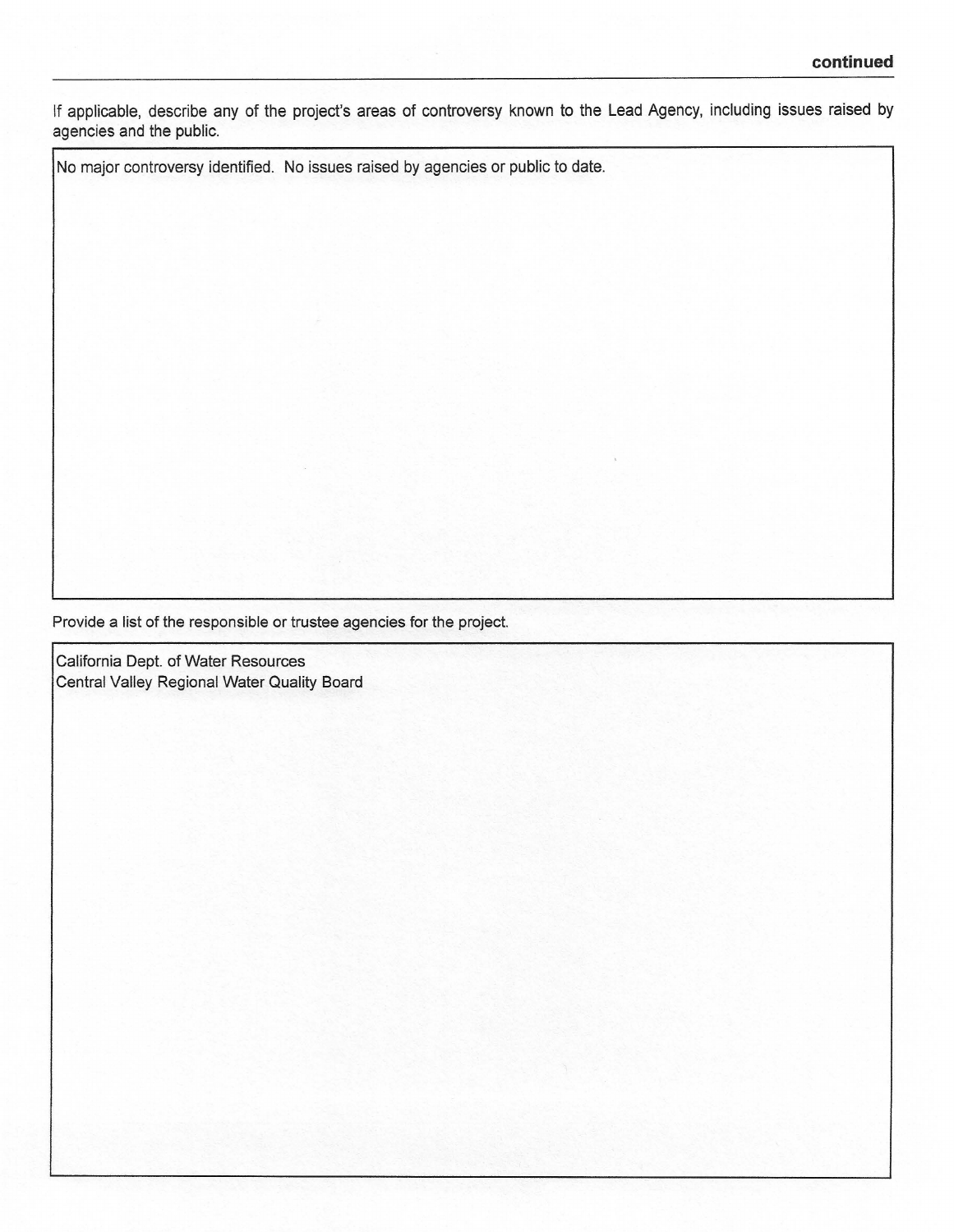**continued**

If applicable, describe any of the project's areas of controversy known to the Lead Agency, including issues raised by agencies and the public.

No major controversy identified. No issues raised by agencies or public to date.

Provide a list of the responsible or trustee agencies for the project.

California Dept. of Water Resources
Central Valley Regional Water Quality Board